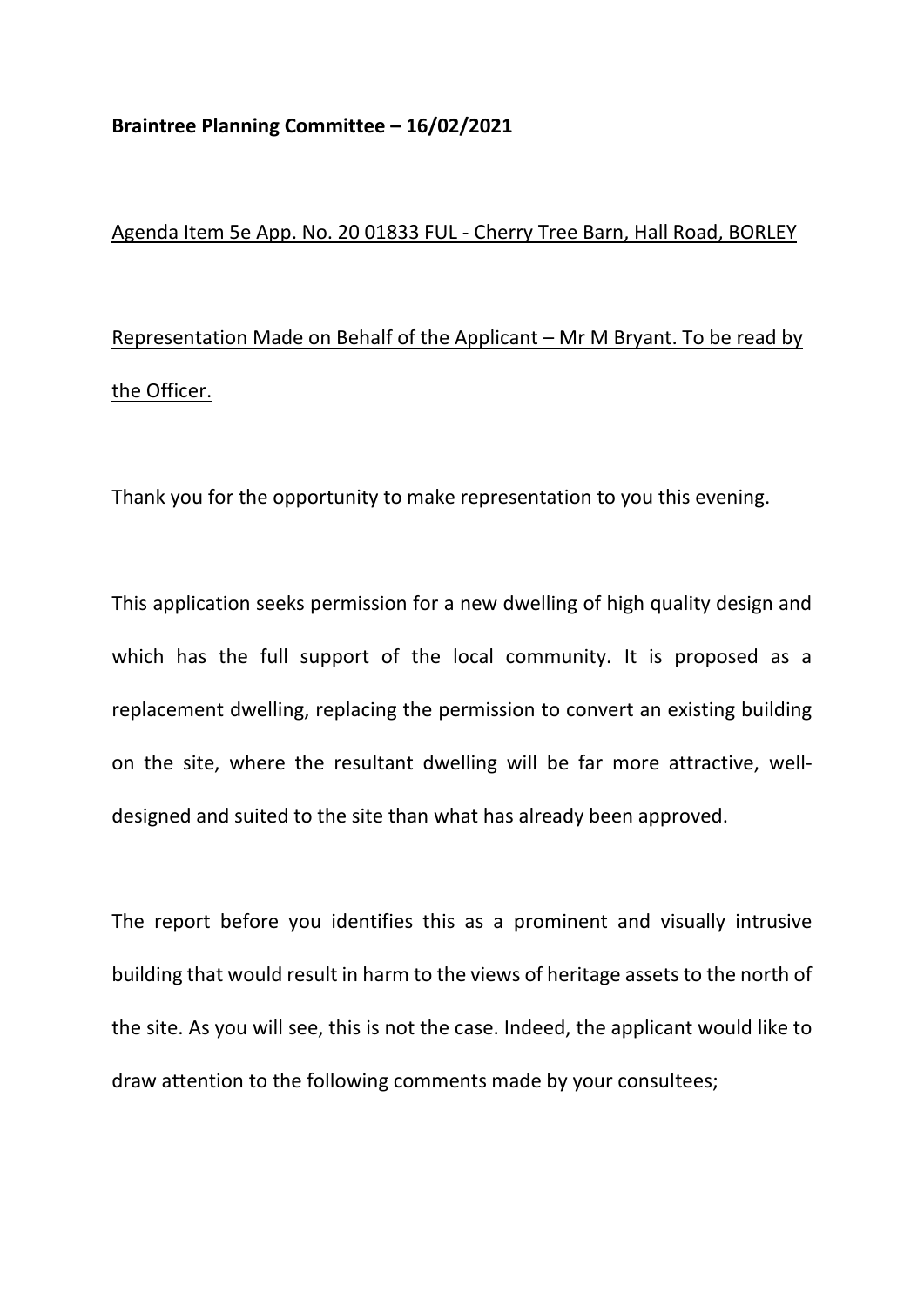**Braintree Planning Committee – 16/02/2021**

Agenda Item 5e App. No. 20 01833 FUL - Cherry Tree Barn, Hall Road, BORLEY

Representation Made on Behalf of the Applicant – Mr M Bryant. To be read by the Officer.

Thank you for the opportunity to make representation to you this evening.

This application seeks permission for a new dwelling of high quality design and which has the full support of the local community. It is proposed as a replacement dwelling, replacing the permission to convert an existing building on the site, where the resultant dwelling will be far more attractive, well-designed and suited to the site than what has already been approved.

The report before you identifies this as a prominent and visually intrusive building that would result in harm to the views of heritage assets to the north of the site. As you will see, this is not the case. Indeed, the applicant would like to draw attention to the following comments made by your consultees;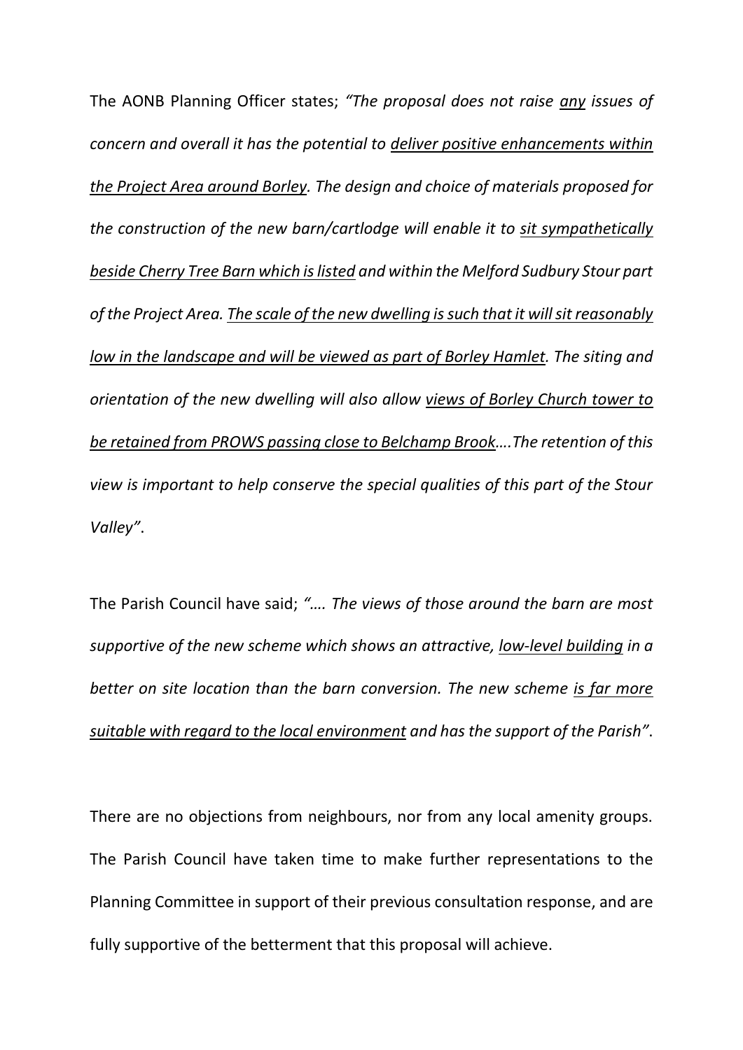The AONB Planning Officer states; *"The proposal does not raise <u>any</u> issues of concern and overall it has the potential to <u>deliver positive enhancements within the Project Area around Borley</u>. The design and choice of materials proposed for the construction of the new barn/cartlodge will enable it to <u>sit sympathetically beside Cherry Tree Barn which is listed</u> and within the Melford Sudbury Stour part of the Project Area. <u>The scale of the new dwelling is such that it will sit reasonably low in the landscape and will be viewed as part of Borley Hamlet</u>. The siting and orientation of the new dwelling will also allow <u>views of Borley Church tower to be retained from PROWS passing close to Belchamp Brook</u>….The retention of this view is important to help conserve the special qualities of this part of the Stour Valley"*.

The Parish Council have said; *"…. The views of those around the barn are most supportive of the new scheme which shows an attractive, <u>low-level building</u> in a better on site location than the barn conversion. The new scheme <u>is far more suitable with regard to the local environment</u> and has the support of the Parish"*.

There are no objections from neighbours, nor from any local amenity groups. The Parish Council have taken time to make further representations to the Planning Committee in support of their previous consultation response, and are fully supportive of the betterment that this proposal will achieve.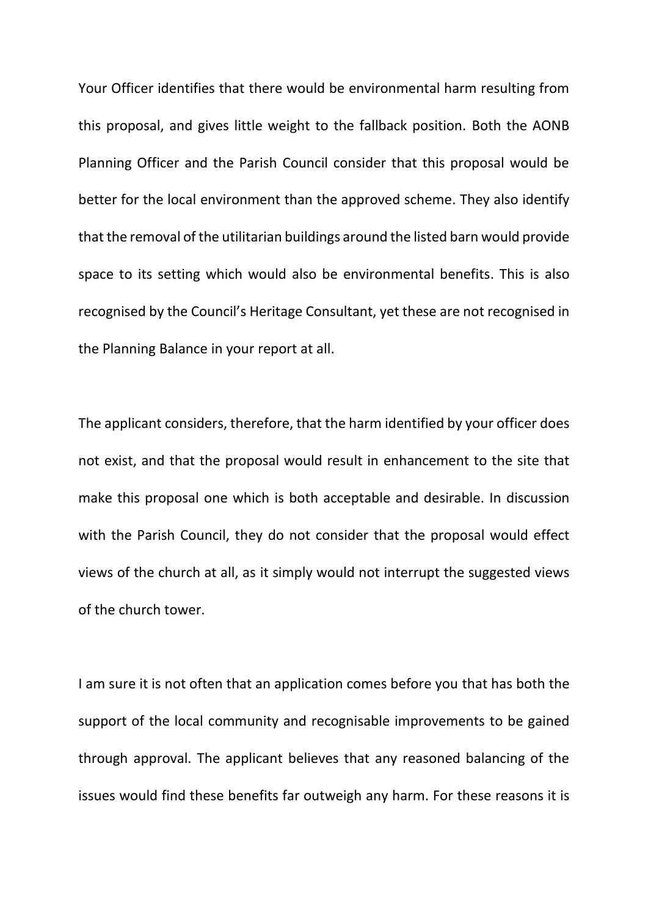Your Officer identifies that there would be environmental harm resulting from this proposal, and gives little weight to the fallback position. Both the AONB Planning Officer and the Parish Council consider that this proposal would be better for the local environment than the approved scheme. They also identify that the removal of the utilitarian buildings around the listed barn would provide space to its setting which would also be environmental benefits. This is also recognised by the Council's Heritage Consultant, yet these are not recognised in the Planning Balance in your report at all.

The applicant considers, therefore, that the harm identified by your officer does not exist, and that the proposal would result in enhancement to the site that make this proposal one which is both acceptable and desirable. In discussion with the Parish Council, they do not consider that the proposal would effect views of the church at all, as it simply would not interrupt the suggested views of the church tower.

I am sure it is not often that an application comes before you that has both the support of the local community and recognisable improvements to be gained through approval. The applicant believes that any reasoned balancing of the issues would find these benefits far outweigh any harm. For these reasons it is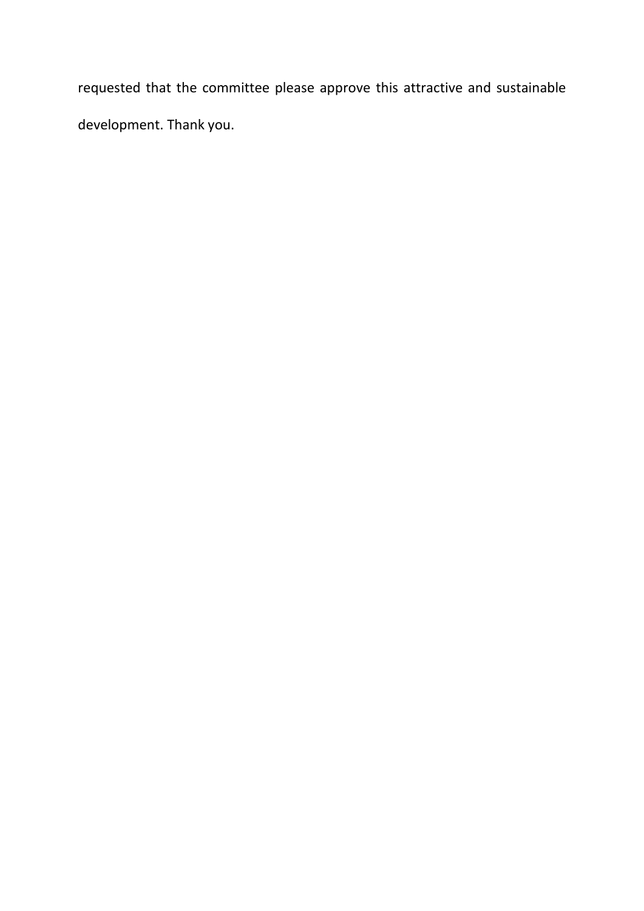requested that the committee please approve this attractive and sustainable development. Thank you.